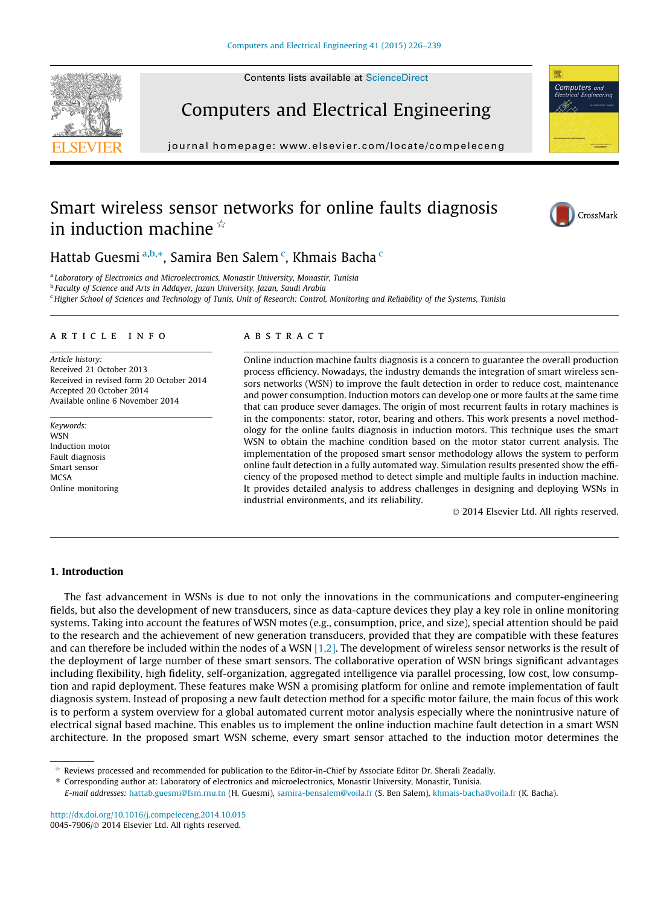# Smart wireless sensor networks for online faults diagnosis in induction machine ☆

Hattab Guesmi [a,b,*], Samira Ben Salem [c], Khmais Bacha [c]

[a] Laboratory of Electronics and Microelectronics, Monastir University, Monastir, Tunisia
[b] Faculty of Science and Arts in Addayer, Jazan University, Jazan, Saudi Arabia
[c] Higher School of Sciences and Technology of Tunis, Unit of Research: Control, Monitoring and Reliability of the Systems, Tunisia

## ARTICLE INFO

*Article history:*
Received 21 October 2013
Received in revised form 20 October 2014
Accepted 20 October 2014
Available online 6 November 2014

*Keywords:*
WSN
Induction motor
Fault diagnosis
Smart sensor
MCSA
Online monitoring

## ABSTRACT

Online induction machine faults diagnosis is a concern to guarantee the overall production process efficiency. Nowadays, the industry demands the integration of smart wireless sensors networks (WSN) to improve the fault detection in order to reduce cost, maintenance and power consumption. Induction motors can develop one or more faults at the same time that can produce sever damages. The origin of most recurrent faults in rotary machines is in the components: stator, rotor, bearing and others. This work presents a novel methodology for the online faults diagnosis in induction motors. This technique uses the smart WSN to obtain the machine condition based on the motor stator current analysis. The implementation of the proposed smart sensor methodology allows the system to perform online fault detection in a fully automated way. Simulation results presented show the efficiency of the proposed method to detect simple and multiple faults in induction machine. It provides detailed analysis to address challenges in designing and deploying WSNs in industrial environments, and its reliability.

© 2014 Elsevier Ltd. All rights reserved.

## 1. Introduction

The fast advancement in WSNs is due to not only the innovations in the communications and computer-engineering fields, but also the development of new transducers, since as data-capture devices they play a key role in online monitoring systems. Taking into account the features of WSN motes (e.g., consumption, price, and size), special attention should be paid to the research and the achievement of new generation transducers, provided that they are compatible with these features and can therefore be included within the nodes of a WSN [1,2]. The development of wireless sensor networks is the result of the deployment of large number of these smart sensors. The collaborative operation of WSN brings significant advantages including flexibility, high fidelity, self-organization, aggregated intelligence via parallel processing, low cost, low consumption and rapid deployment. These features make WSN a promising platform for online and remote implementation of fault diagnosis system. Instead of proposing a new fault detection method for a specific motor failure, the main focus of this work is to perform a system overview for a global automated current motor analysis especially where the nonintrusive nature of electrical signal based machine. This enables us to implement the online induction machine fault detection in a smart WSN architecture. In the proposed smart WSN scheme, every smart sensor attached to the induction motor determines the

☆ Reviews processed and recommended for publication to the Editor-in-Chief by Associate Editor Dr. Sherali Zeadally.
\* Corresponding author at: Laboratory of electronics and microelectronics, Monastir University, Monastir, Tunisia.
*E-mail addresses:* hattab.guesmi@fsm.rnu.tn (H. Guesmi), samira-bensalem@voila.fr (S. Ben Salem), khmais-bacha@voila.fr (K. Bacha).

http://dx.doi.org/10.1016/j.compeleceng.2014.10.015
0045-7906/© 2014 Elsevier Ltd. All rights reserved.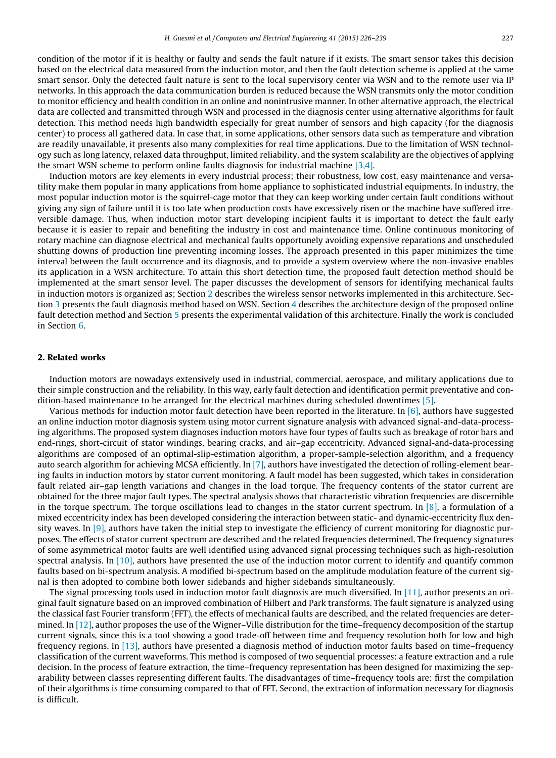condition of the motor if it is healthy or faulty and sends the fault nature if it exists. The smart sensor takes this decision based on the electrical data measured from the induction motor, and then the fault detection scheme is applied at the same smart sensor. Only the detected fault nature is sent to the local supervisory center via WSN and to the remote user via IP networks. In this approach the data communication burden is reduced because the WSN transmits only the motor condition to monitor efficiency and health condition in an online and nonintrusive manner. In other alternative approach, the electrical data are collected and transmitted through WSN and processed in the diagnosis center using alternative algorithms for fault detection. This method needs high bandwidth especially for great number of sensors and high capacity (for the diagnosis center) to process all gathered data. In case that, in some applications, other sensors data such as temperature and vibration are readily unavailable, it presents also many complexities for real time applications. Due to the limitation of WSN technology such as long latency, relaxed data throughput, limited reliability, and the system scalability are the objectives of applying the smart WSN scheme to perform online faults diagnosis for industrial machine [3,4].

Induction motors are key elements in every industrial process; their robustness, low cost, easy maintenance and versatility make them popular in many applications from home appliance to sophisticated industrial equipments. In industry, the most popular induction motor is the squirrel-cage motor that they can keep working under certain fault conditions without giving any sign of failure until it is too late when production costs have excessively risen or the machine have suffered irreversible damage. Thus, when induction motor start developing incipient faults it is important to detect the fault early because it is easier to repair and benefiting the industry in cost and maintenance time. Online continuous monitoring of rotary machine can diagnose electrical and mechanical faults opportunely avoiding expensive reparations and unscheduled shutting downs of production line preventing incoming losses. The approach presented in this paper minimizes the time interval between the fault occurrence and its diagnosis, and to provide a system overview where the non-invasive enables its application in a WSN architecture. To attain this short detection time, the proposed fault detection method should be implemented at the smart sensor level. The paper discusses the development of sensors for identifying mechanical faults in induction motors is organized as; Section 2 describes the wireless sensor networks implemented in this architecture. Section 3 presents the fault diagnosis method based on WSN. Section 4 describes the architecture design of the proposed online fault detection method and Section 5 presents the experimental validation of this architecture. Finally the work is concluded in Section 6.

## 2. Related works

Induction motors are nowadays extensively used in industrial, commercial, aerospace, and military applications due to their simple construction and the reliability. In this way, early fault detection and identification permit preventative and condition-based maintenance to be arranged for the electrical machines during scheduled downtimes [5].

Various methods for induction motor fault detection have been reported in the literature. In [6], authors have suggested an online induction motor diagnosis system using motor current signature analysis with advanced signal-and-data-processing algorithms. The proposed system diagnoses induction motors have four types of faults such as breakage of rotor bars and end-rings, short-circuit of stator windings, bearing cracks, and air–gap eccentricity. Advanced signal-and-data-processing algorithms are composed of an optimal-slip-estimation algorithm, a proper-sample-selection algorithm, and a frequency auto search algorithm for achieving MCSA efficiently. In [7], authors have investigated the detection of rolling-element bearing faults in induction motors by stator current monitoring. A fault model has been suggested, which takes in consideration fault related air–gap length variations and changes in the load torque. The frequency contents of the stator current are obtained for the three major fault types. The spectral analysis shows that characteristic vibration frequencies are discernible in the torque spectrum. The torque oscillations lead to changes in the stator current spectrum. In [8], a formulation of a mixed eccentricity index has been developed considering the interaction between static- and dynamic-eccentricity flux density waves. In [9], authors have taken the initial step to investigate the efficiency of current monitoring for diagnostic purposes. The effects of stator current spectrum are described and the related frequencies determined. The frequency signatures of some asymmetrical motor faults are well identified using advanced signal processing techniques such as high-resolution spectral analysis. In [10], authors have presented the use of the induction motor current to identify and quantify common faults based on bi-spectrum analysis. A modified bi-spectrum based on the amplitude modulation feature of the current signal is then adopted to combine both lower sidebands and higher sidebands simultaneously.

The signal processing tools used in induction motor fault diagnosis are much diversified. In [11], author presents an original fault signature based on an improved combination of Hilbert and Park transforms. The fault signature is analyzed using the classical fast Fourier transform (FFT), the effects of mechanical faults are described, and the related frequencies are determined. In [12], author proposes the use of the Wigner–Ville distribution for the time–frequency decomposition of the startup current signals, since this is a tool showing a good trade-off between time and frequency resolution both for low and high frequency regions. In [13], authors have presented a diagnosis method of induction motor faults based on time–frequency classification of the current waveforms. This method is composed of two sequential processes: a feature extraction and a rule decision. In the process of feature extraction, the time–frequency representation has been designed for maximizing the separability between classes representing different faults. The disadvantages of time–frequency tools are: first the compilation of their algorithms is time consuming compared to that of FFT. Second, the extraction of information necessary for diagnosis is difficult.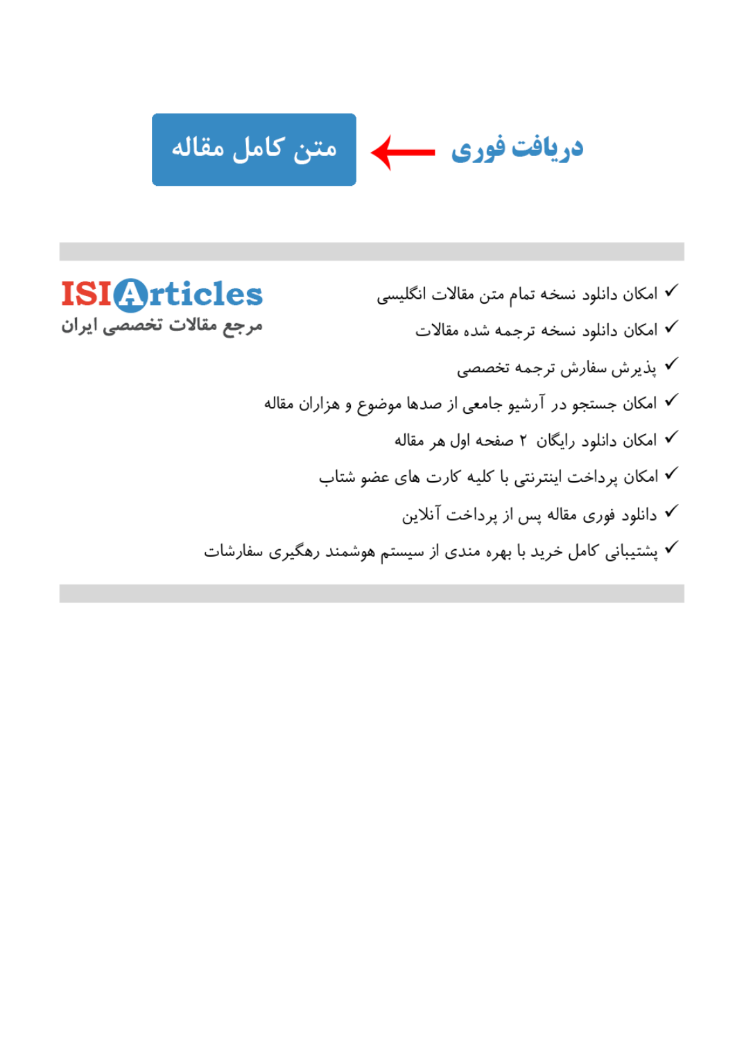دریافت فوری ← متن کامل مقاله

ISIArticles
مرجع مقالات تخصصی ایران

- ✓ امکان دانلود نسخه تمام متن مقالات انگلیسی
- ✓ امکان دانلود نسخه ترجمه شده مقالات
- ✓ پذیرش سفارش ترجمه تخصصی
- ✓ امکان جستجو در آرشیو جامعی از صدها موضوع و هزاران مقاله
- ✓ امکان دانلود رایگان ۲ صفحه اول هر مقاله
- ✓ امکان پرداخت اینترنتی با کلیه کارت های عضو شتاب
- ✓ دانلود فوری مقاله پس از پرداخت آنلاین
- ✓ پشتیبانی کامل خرید با بهره مندی از سیستم هوشمند رهگیری سفارشات